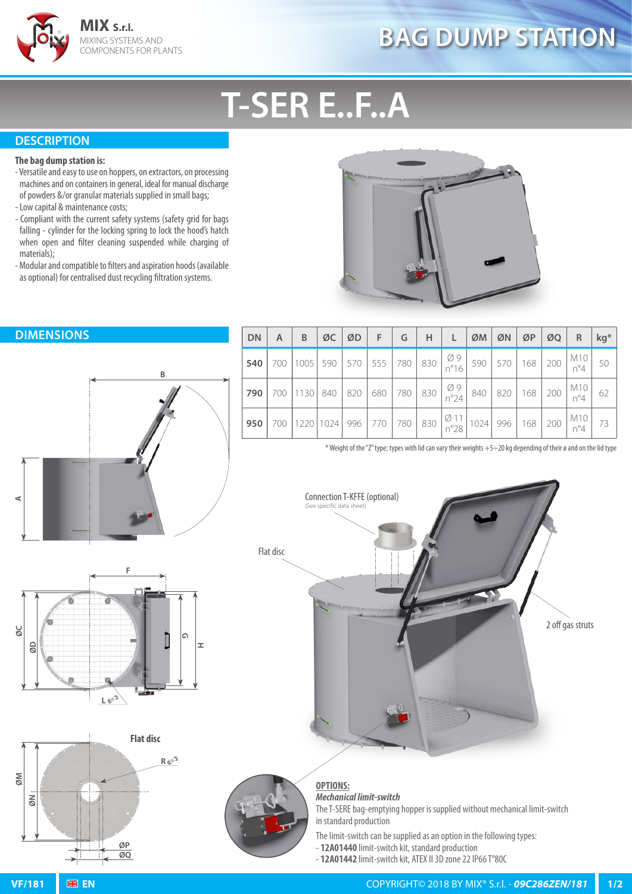MIX S.r.l.
MIXING SYSTEMS AND COMPONENTS FOR PLANTS

# BAG DUMP STATION

# T-SER E..F..A

## DESCRIPTION

**The bag dump station is:**

- Versatile and easy to use on hoppers, on extractors, on processing machines and on containers in general, ideal for manual discharge of powders &/or granular materials supplied in small bags;
- Low capital & maintenance costs;
- Compliant with the current safety systems (safety grid for bags falling - cylinder for the locking spring to lock the hood's hatch when open and filter cleaning suspended while charging of materials);
- Modular and compatible to filters and aspiration hoods (available as optional) for centralised dust recycling filtration systems.

## DIMENSIONS

| DN | A | B | ØC | ØD | F | G | H | L | ØM | ØN | ØP | ØQ | R | kg* |
|---|---|---|---|---|---|---|---|---|---|---|---|---|---|---|
| **540** | 700 | 1005 | 590 | 570 | 555 | 780 | 830 | Ø 9 n°16 | 590 | 570 | 168 | 200 | M10 n°4 | 50 |
| **790** | 700 | 1130 | 840 | 820 | 680 | 780 | 830 | Ø 9 n°24 | 840 | 820 | 168 | 200 | M10 n°4 | 62 |
| **950** | 700 | 1220 | 1024 | 996 | 770 | 780 | 830 | Ø 11 n°28 | 1024 | 996 | 168 | 200 | M10 n°4 | 73 |

\* Weight of the "Z" type; types with lid can vary their weights +5÷20 kg depending of their ø and on the lid type

Flat disc

Connection T-KFFE (optional)
(See specific data sheet)

Flat disc

2 off gas struts

**OPTIONS:**

***Mechanical limit-switch***

The T-SERE bag-emptying hopper is supplied without mechanical limit-switch in standard production

The limit-switch can be supplied as an option in the following types:

- **12A01440** limit-switch kit, standard production
- **12A01442** limit-switch kit, ATEX II 3D zone 22 IP66 T°80C

VF/181 EN COPYRIGHT© 2018 BY MIX® S.r.l. - ***09C286ZEN/181***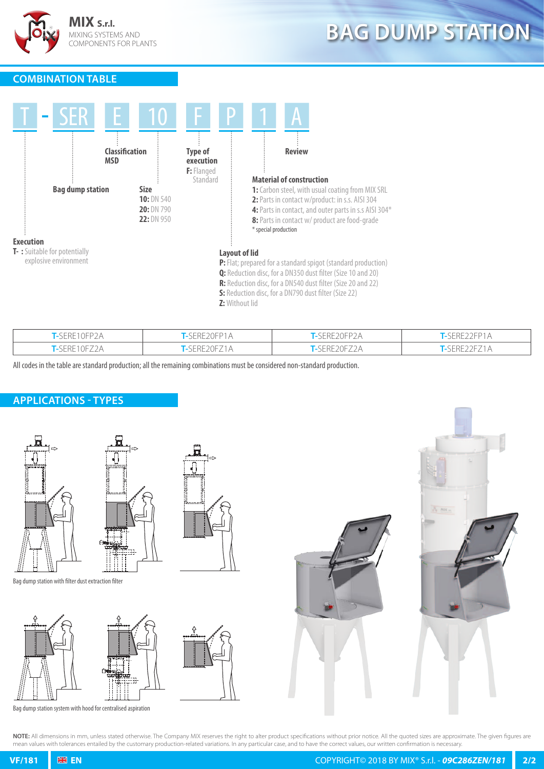# BAG DUMP STATION

MIX S.r.l.
MIXING SYSTEMS AND COMPONENTS FOR PLANTS

## COMBINATION TABLE

T - SER E 10 F P 1 A

**Execution**
**T- :** Suitable for potentially explosive environment

**Bag dump station**

**Classification** MSD

**Size**
**10:** DN 540
**20:** DN 790
**22:** DN 950

**Type of execution**
**F:** Flanged Standard

**Layout of lid**
**P:** Flat; prepared for a standard spigot (standard production)
**Q:** Reduction disc, for a DN350 dust filter (Size 10 and 20)
**R:** Reduction disc, for a DN540 dust filter (Size 20 and 22)
**S:** Reduction disc, for a DN790 dust filter (Size 22)
**Z:** Without lid

**Material of construction**
**1:** Carbon steel, with usual coating from MIX SRL
**2:** Parts in contact w/product: in s.s. AISI 304
**4:** Parts in contact, and outer parts in s.s AISI 304*
**8:** Parts in contact w/ product are food-grade
* special production

**Review**

| | | | |
|---|---|---|---|
| **T**-SERE10FP2A | **T**-SERE20FP1A | **T**-SERE20FP2A | **T**-SERE22FP1A |
| **T**-SERE10FZ2A | **T**-SERE20FZ1A | **T**-SERE20FZ2A | **T**-SERE22FZ1A |

All codes in the table are standard production; all the remaining combinations must be considered non-standard production.

## APPLICATIONS - TYPES

Bag dump station with filter dust extraction filter

Bag dump station system with hood for centralised aspiration

**NOTE:** All dimensions in mm, unless stated otherwise. The Company MIX reserves the right to alter product specifications without prior notice. All the quoted sizes are approximate. The given figures are mean values with tolerances entailed by the customary production-related variations. In any particular case, and to have the correct values, our written confirmation is necessary.

VF/181 EN COPYRIGHT© 2018 BY MIX® S.r.l. - *09C286ZEN/181*